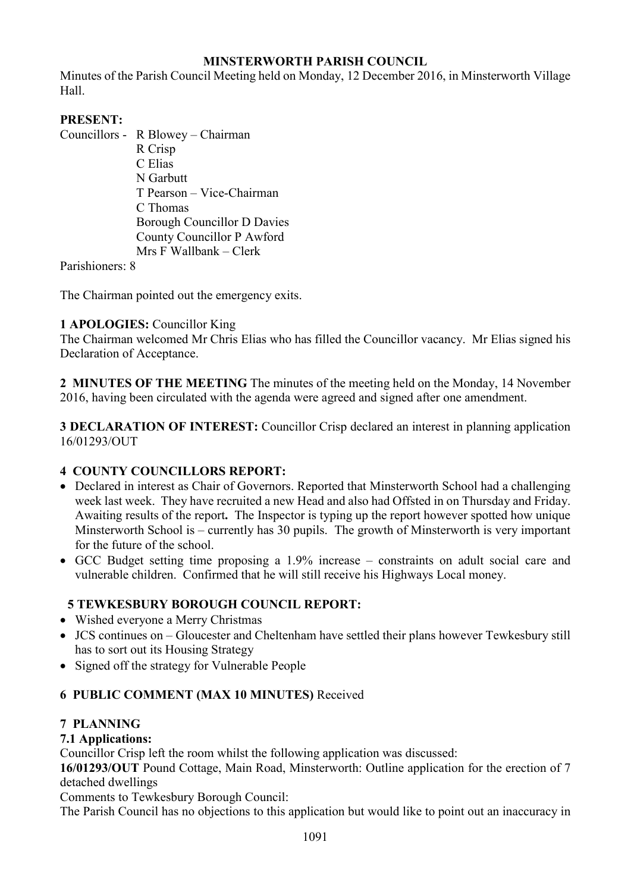**MINSTERWORTH PARISH COUNCIL**

Minutes of the Parish Council Meeting held on Monday, 12 December 2016, in Minsterworth Village Hall.

**PRESENT:**

Councillors - R Blowey – Chairman
R Crisp
C Elias
N Garbutt
T Pearson – Vice-Chairman
C Thomas
Borough Councillor D Davies
County Councillor P Awford
Mrs F Wallbank – Clerk

Parishioners: 8

The Chairman pointed out the emergency exits.

**1 APOLOGIES:** Councillor King

The Chairman welcomed Mr Chris Elias who has filled the Councillor vacancy. Mr Elias signed his Declaration of Acceptance.

**2 MINUTES OF THE MEETING** The minutes of the meeting held on the Monday, 14 November 2016, having been circulated with the agenda were agreed and signed after one amendment.

**3 DECLARATION OF INTEREST:** Councillor Crisp declared an interest in planning application 16/01293/OUT

**4 COUNTY COUNCILLORS REPORT:**

- Declared in interest as Chair of Governors. Reported that Minsterworth School had a challenging week last week. They have recruited a new Head and also had Offsted in on Thursday and Friday. Awaiting results of the report**.** The Inspector is typing up the report however spotted how unique Minsterworth School is – currently has 30 pupils. The growth of Minsterworth is very important for the future of the school.
- GCC Budget setting time proposing a 1.9% increase – constraints on adult social care and vulnerable children. Confirmed that he will still receive his Highways Local money.

**5 TEWKESBURY BOROUGH COUNCIL REPORT:**

- Wished everyone a Merry Christmas
- JCS continues on – Gloucester and Cheltenham have settled their plans however Tewkesbury still has to sort out its Housing Strategy
- Signed off the strategy for Vulnerable People

**6 PUBLIC COMMENT (MAX 10 MINUTES)** Received

**7 PLANNING**

**7.1 Applications:**

Councillor Crisp left the room whilst the following application was discussed:

**16/01293/OUT** Pound Cottage, Main Road, Minsterworth: Outline application for the erection of 7 detached dwellings

Comments to Tewkesbury Borough Council:

The Parish Council has no objections to this application but would like to point out an inaccuracy in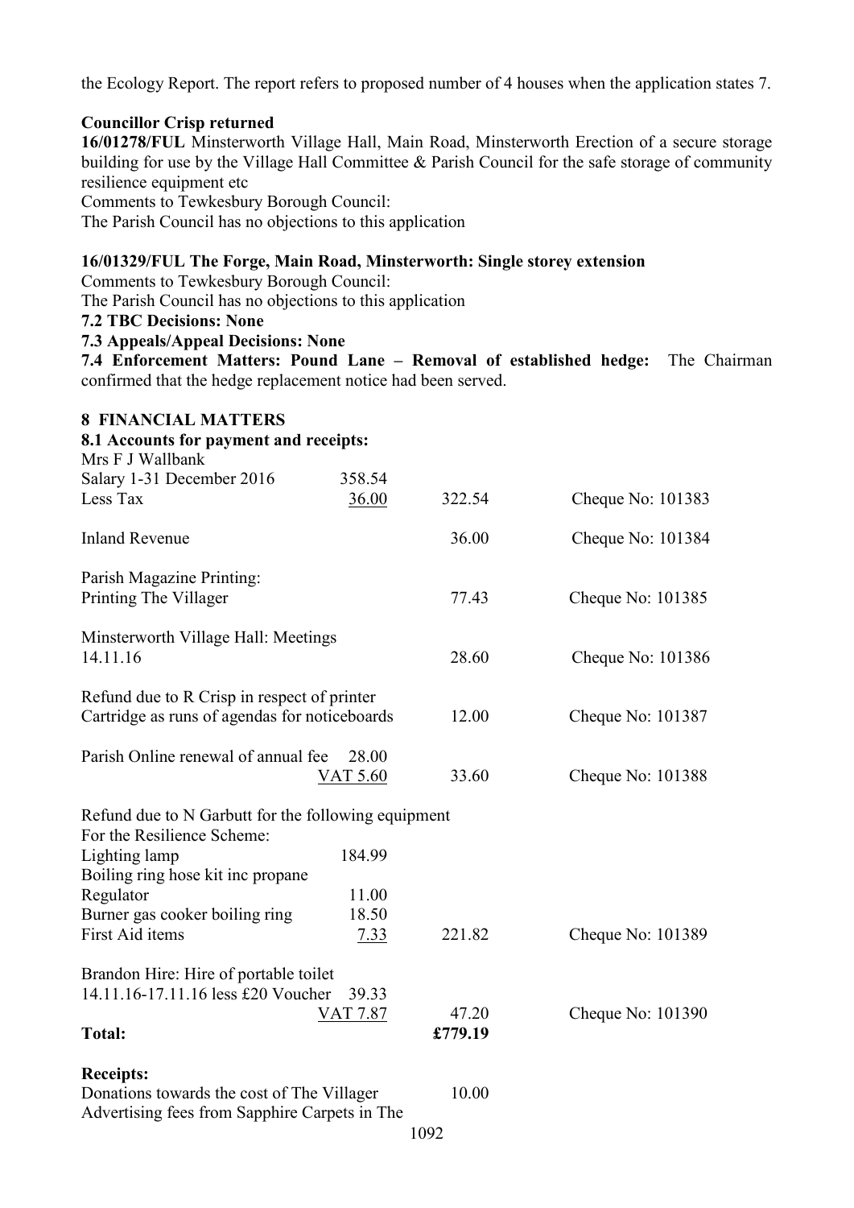the Ecology Report. The report refers to proposed number of 4 houses when the application states 7.

**Councillor Crisp returned**

**16/01278/FUL** Minsterworth Village Hall, Main Road, Minsterworth Erection of a secure storage building for use by the Village Hall Committee & Parish Council for the safe storage of community resilience equipment etc

Comments to Tewkesbury Borough Council:
The Parish Council has no objections to this application

**16/01329/FUL The Forge, Main Road, Minsterworth: Single storey extension**

Comments to Tewkesbury Borough Council:
The Parish Council has no objections to this application

**7.2 TBC Decisions: None**

**7.3 Appeals/Appeal Decisions: None**

**7.4 Enforcement Matters: Pound Lane – Removal of established hedge:** The Chairman confirmed that the hedge replacement notice had been served.

## 8 FINANCIAL MATTERS

**8.1 Accounts for payment and receipts:**

| | | | |
|---|---|---|---|
| Mrs F J Wallbank | | | |
| Salary 1-31 December 2016 | 358.54 | | |
| Less Tax | 36.00 | 322.54 | Cheque No: 101383 |
| Inland Revenue | | 36.00 | Cheque No: 101384 |
| Parish Magazine Printing: | | | |
| Printing The Villager | | 77.43 | Cheque No: 101385 |
| Minsterworth Village Hall: Meetings | | | |
| 14.11.16 | | 28.60 | Cheque No: 101386 |
| Refund due to R Crisp in respect of printer | | | |
| Cartridge as runs of agendas for noticeboards | | 12.00 | Cheque No: 101387 |
| Parish Online renewal of annual fee | 28.00 | | |
| | VAT 5.60 | 33.60 | Cheque No: 101388 |
| Refund due to N Garbutt for the following equipment | | | |
| For the Resilience Scheme: | | | |
| Lighting lamp | 184.99 | | |
| Boiling ring hose kit inc propane | | | |
| Regulator | 11.00 | | |
| Burner gas cooker boiling ring | 18.50 | | |
| First Aid items | 7.33 | 221.82 | Cheque No: 101389 |
| Brandon Hire: Hire of portable toilet | | | |
| 14.11.16-17.11.16 less £20 Voucher | 39.33 | | |
| | VAT 7.87 | 47.20 | Cheque No: 101390 |
| **Total:** | | **£779.19** | |

**Receipts:**

| | |
|---|---|
| Donations towards the cost of The Villager | 10.00 |
| Advertising fees from Sapphire Carpets in The | |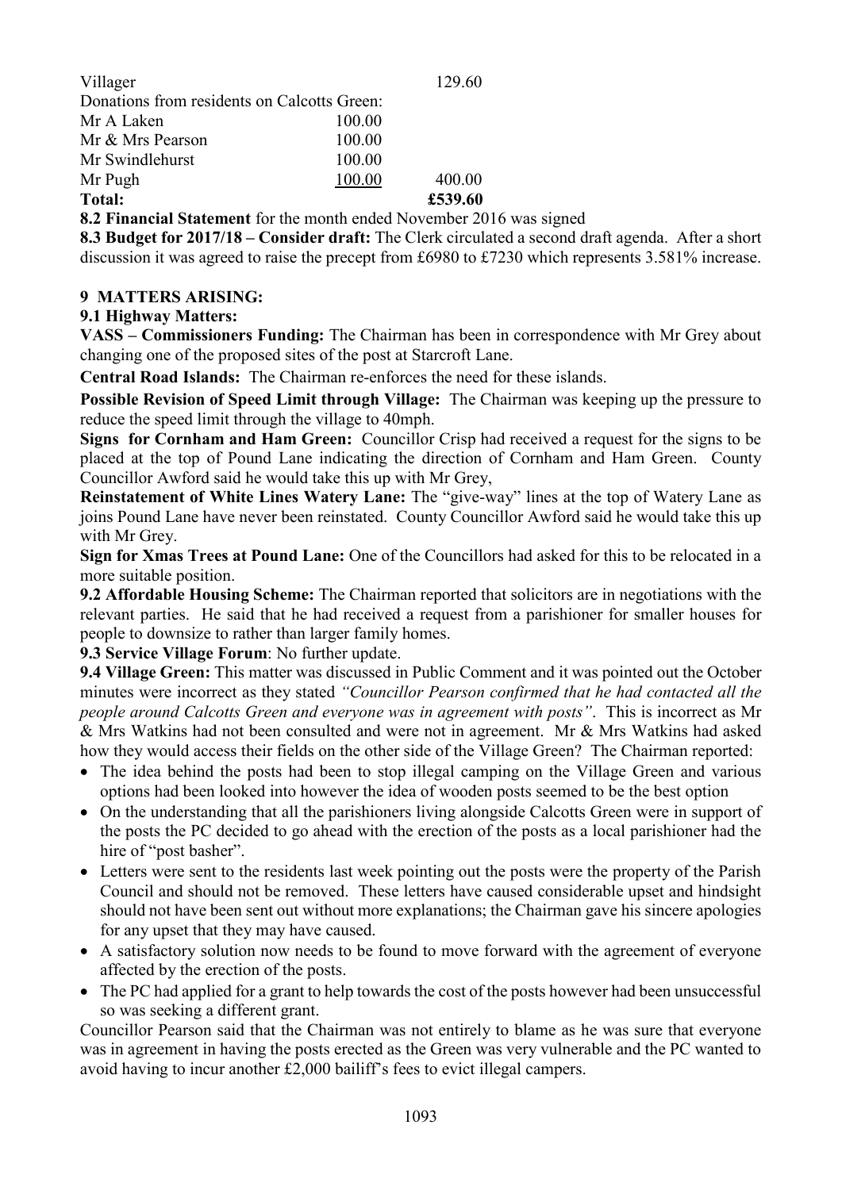| | | |
|---|---|---|
| Villager | | 129.60 |
| Donations from residents on Calcotts Green: | | |
| Mr A Laken | 100.00 | |
| Mr & Mrs Pearson | 100.00 | |
| Mr Swindlehurst | 100.00 | |
| Mr Pugh | 100.00 | 400.00 |
| **Total:** | | **£539.60** |

**8.2 Financial Statement** for the month ended November 2016 was signed

**8.3 Budget for 2017/18 – Consider draft:** The Clerk circulated a second draft agenda. After a short discussion it was agreed to raise the precept from £6980 to £7230 which represents 3.581% increase.

## 9 MATTERS ARISING:

**9.1 Highway Matters:**

**VASS – Commissioners Funding:** The Chairman has been in correspondence with Mr Grey about changing one of the proposed sites of the post at Starcroft Lane.

**Central Road Islands:** The Chairman re-enforces the need for these islands.

**Possible Revision of Speed Limit through Village:** The Chairman was keeping up the pressure to reduce the speed limit through the village to 40mph.

**Signs for Cornham and Ham Green:** Councillor Crisp had received a request for the signs to be placed at the top of Pound Lane indicating the direction of Cornham and Ham Green. County Councillor Awford said he would take this up with Mr Grey,

**Reinstatement of White Lines Watery Lane:** The "give-way" lines at the top of Watery Lane as joins Pound Lane have never been reinstated. County Councillor Awford said he would take this up with Mr Grey.

**Sign for Xmas Trees at Pound Lane:** One of the Councillors had asked for this to be relocated in a more suitable position.

**9.2 Affordable Housing Scheme:** The Chairman reported that solicitors are in negotiations with the relevant parties. He said that he had received a request from a parishioner for smaller houses for people to downsize to rather than larger family homes.

**9.3 Service Village Forum**: No further update.

**9.4 Village Green:** This matter was discussed in Public Comment and it was pointed out the October minutes were incorrect as they stated *"Councillor Pearson confirmed that he had contacted all the people around Calcotts Green and everyone was in agreement with posts"*. This is incorrect as Mr & Mrs Watkins had not been consulted and were not in agreement. Mr & Mrs Watkins had asked how they would access their fields on the other side of the Village Green? The Chairman reported:

- The idea behind the posts had been to stop illegal camping on the Village Green and various options had been looked into however the idea of wooden posts seemed to be the best option
- On the understanding that all the parishioners living alongside Calcotts Green were in support of the posts the PC decided to go ahead with the erection of the posts as a local parishioner had the hire of "post basher".
- Letters were sent to the residents last week pointing out the posts were the property of the Parish Council and should not be removed. These letters have caused considerable upset and hindsight should not have been sent out without more explanations; the Chairman gave his sincere apologies for any upset that they may have caused.
- A satisfactory solution now needs to be found to move forward with the agreement of everyone affected by the erection of the posts.
- The PC had applied for a grant to help towards the cost of the posts however had been unsuccessful so was seeking a different grant.

Councillor Pearson said that the Chairman was not entirely to blame as he was sure that everyone was in agreement in having the posts erected as the Green was very vulnerable and the PC wanted to avoid having to incur another £2,000 bailiff's fees to evict illegal campers.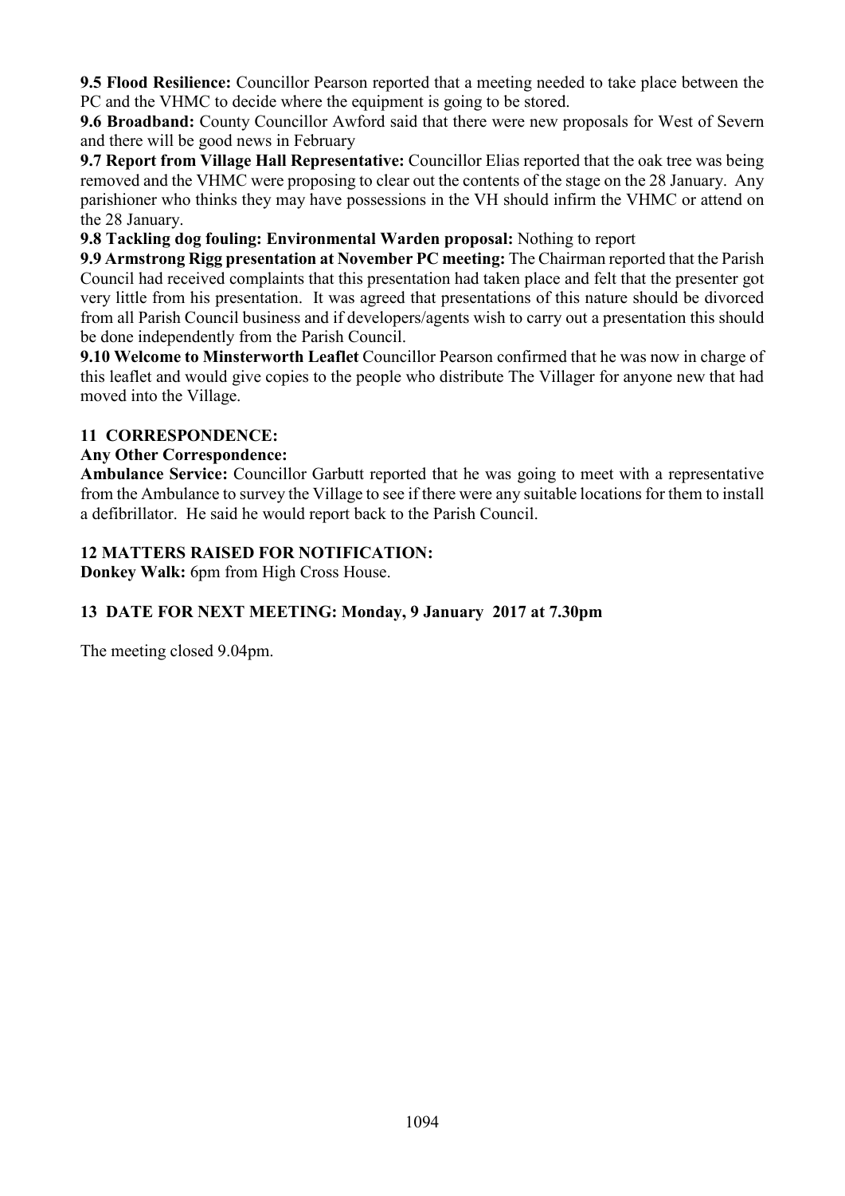**9.5 Flood Resilience:** Councillor Pearson reported that a meeting needed to take place between the PC and the VHMC to decide where the equipment is going to be stored.

**9.6 Broadband:** County Councillor Awford said that there were new proposals for West of Severn and there will be good news in February

**9.7 Report from Village Hall Representative:** Councillor Elias reported that the oak tree was being removed and the VHMC were proposing to clear out the contents of the stage on the 28 January. Any parishioner who thinks they may have possessions in the VH should infirm the VHMC or attend on the 28 January.

**9.8 Tackling dog fouling: Environmental Warden proposal:** Nothing to report

**9.9 Armstrong Rigg presentation at November PC meeting:** The Chairman reported that the Parish Council had received complaints that this presentation had taken place and felt that the presenter got very little from his presentation. It was agreed that presentations of this nature should be divorced from all Parish Council business and if developers/agents wish to carry out a presentation this should be done independently from the Parish Council.

**9.10 Welcome to Minsterworth Leaflet** Councillor Pearson confirmed that he was now in charge of this leaflet and would give copies to the people who distribute The Villager for anyone new that had moved into the Village.

## 11 CORRESPONDENCE:

**Any Other Correspondence:**

**Ambulance Service:** Councillor Garbutt reported that he was going to meet with a representative from the Ambulance to survey the Village to see if there were any suitable locations for them to install a defibrillator. He said he would report back to the Parish Council.

## 12 MATTERS RAISED FOR NOTIFICATION:

**Donkey Walk:** 6pm from High Cross House.

## 13 DATE FOR NEXT MEETING: Monday, 9 January 2017 at 7.30pm

The meeting closed 9.04pm.